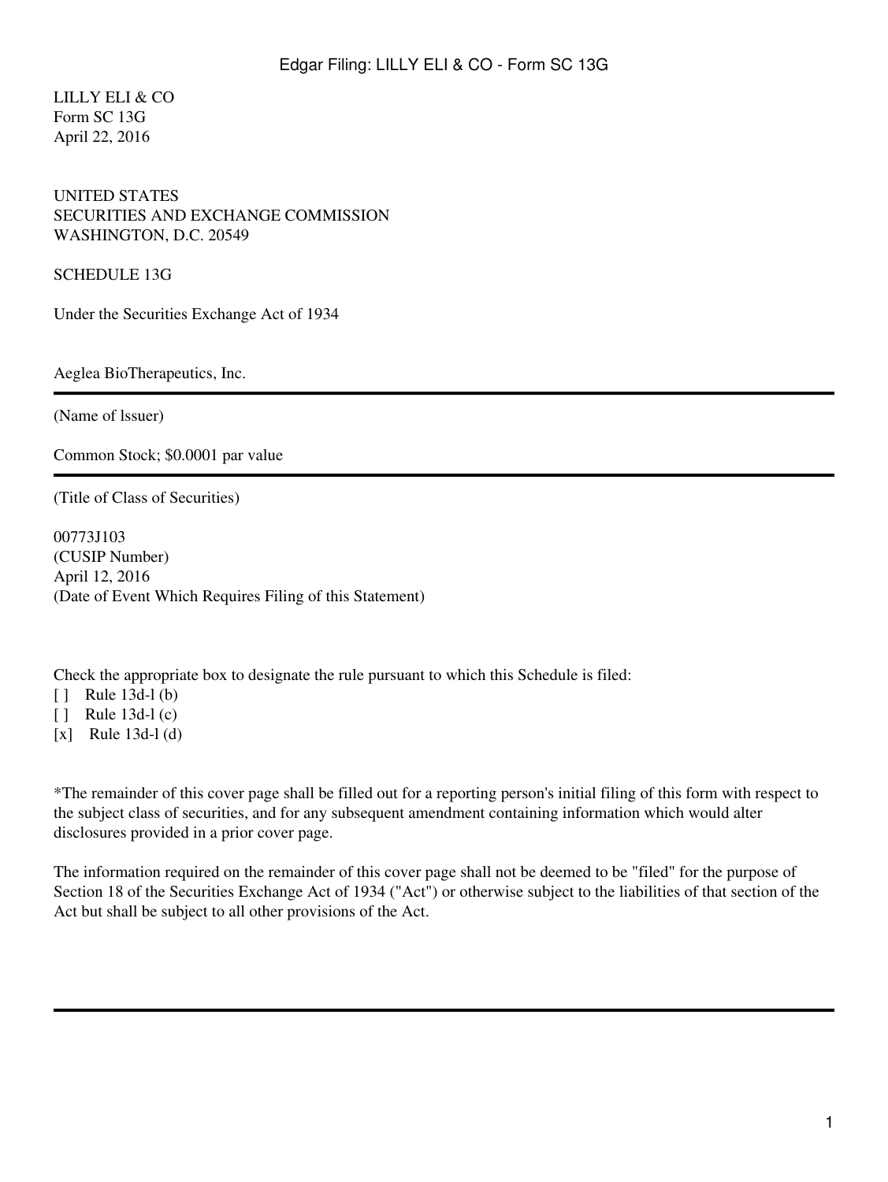LILLY ELI & CO
Form SC 13G
April 22, 2016

UNITED STATES
SECURITIES AND EXCHANGE COMMISSION
WASHINGTON, D.C. 20549

SCHEDULE 13G

Under the Securities Exchange Act of 1934

Aeglea BioTherapeutics, Inc.

---

(Name of lssuer)

Common Stock; $0.0001 par value

---

(Title of Class of Securities)

00773J103
(CUSIP Number)
April 12, 2016
(Date of Event Which Requires Filing of this Statement)

Check the appropriate box to designate the rule pursuant to which this Schedule is filed:
[ ] Rule 13d-l (b)
[ ] Rule 13d-l (c)
[x] Rule 13d-l (d)

*The remainder of this cover page shall be filled out for a reporting person's initial filing of this form with respect to the subject class of securities, and for any subsequent amendment containing information which would alter disclosures provided in a prior cover page.

The information required on the remainder of this cover page shall not be deemed to be "filed" for the purpose of Section 18 of the Securities Exchange Act of 1934 ("Act") or otherwise subject to the liabilities of that section of the Act but shall be subject to all other provisions of the Act.

---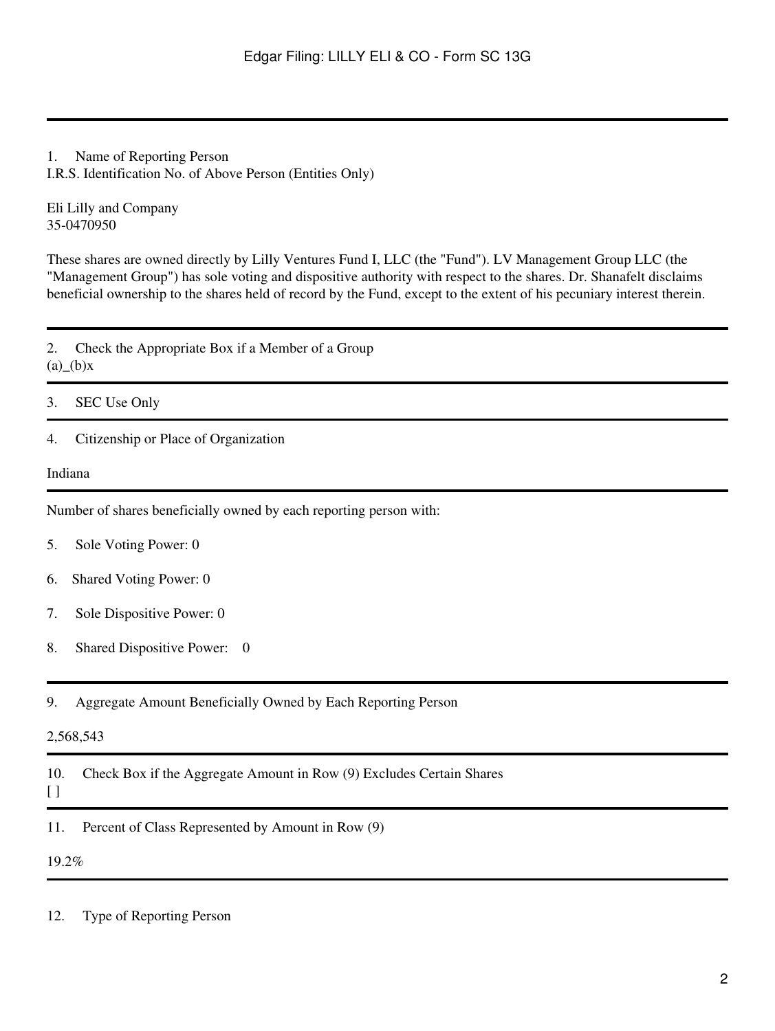1. Name of Reporting Person
I.R.S. Identification No. of Above Person (Entities Only)

Eli Lilly and Company
35-0470950

These shares are owned directly by Lilly Ventures Fund I, LLC (the "Fund"). LV Management Group LLC (the "Management Group") has sole voting and dispositive authority with respect to the shares. Dr. Shanafelt disclaims beneficial ownership to the shares held of record by the Fund, except to the extent of his pecuniary interest therein.

---

2. Check the Appropriate Box if a Member of a Group
(a)_(b)x

---

3. SEC Use Only

---

4. Citizenship or Place of Organization

Indiana

---

Number of shares beneficially owned by each reporting person with:

5. Sole Voting Power: 0

6. Shared Voting Power: 0

7. Sole Dispositive Power: 0

8. Shared Dispositive Power: 0

---

9. Aggregate Amount Beneficially Owned by Each Reporting Person

2,568,543

---

10. Check Box if the Aggregate Amount in Row (9) Excludes Certain Shares
[ ]

---

11. Percent of Class Represented by Amount in Row (9)

19.2%

---

12. Type of Reporting Person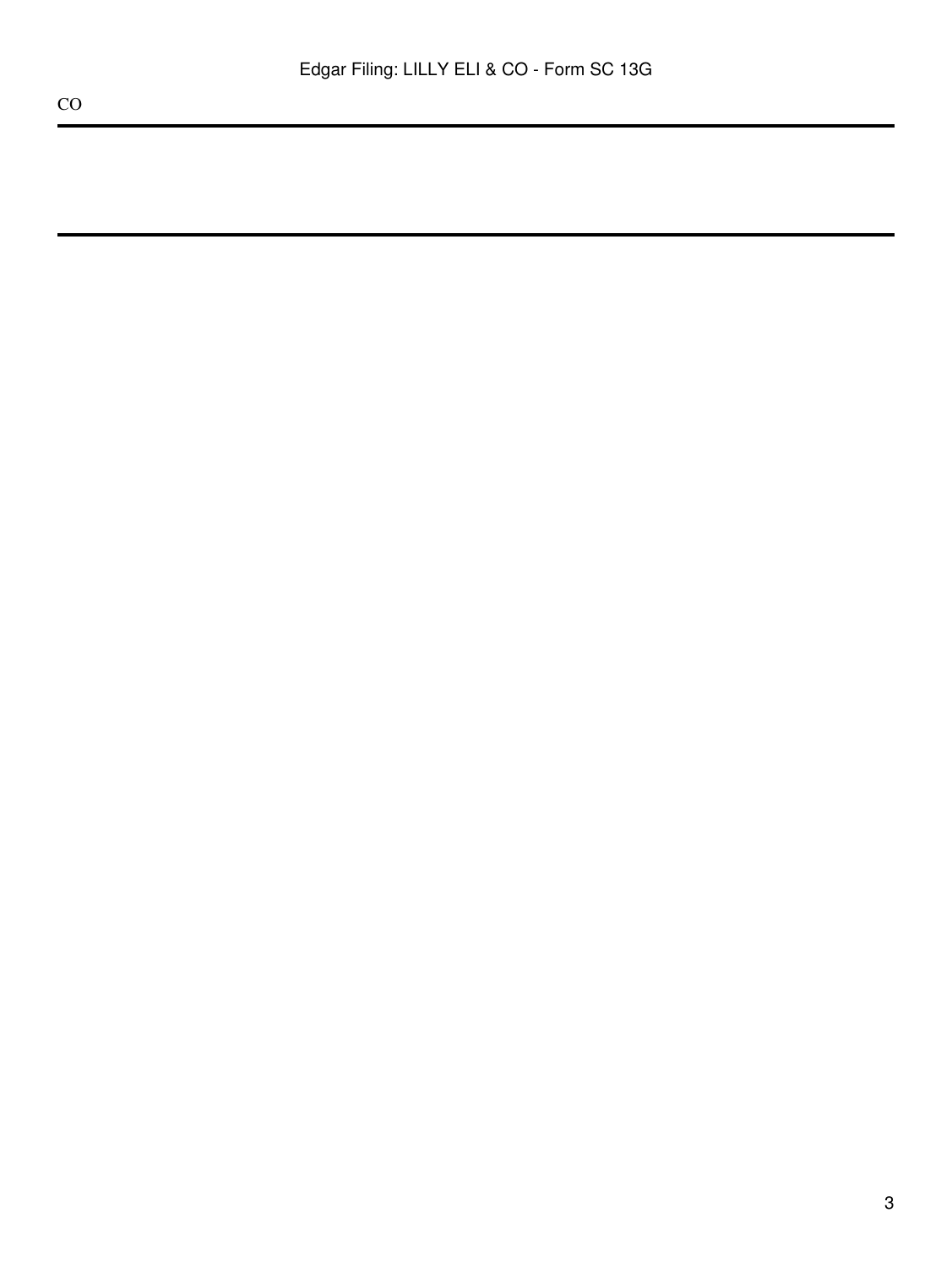CO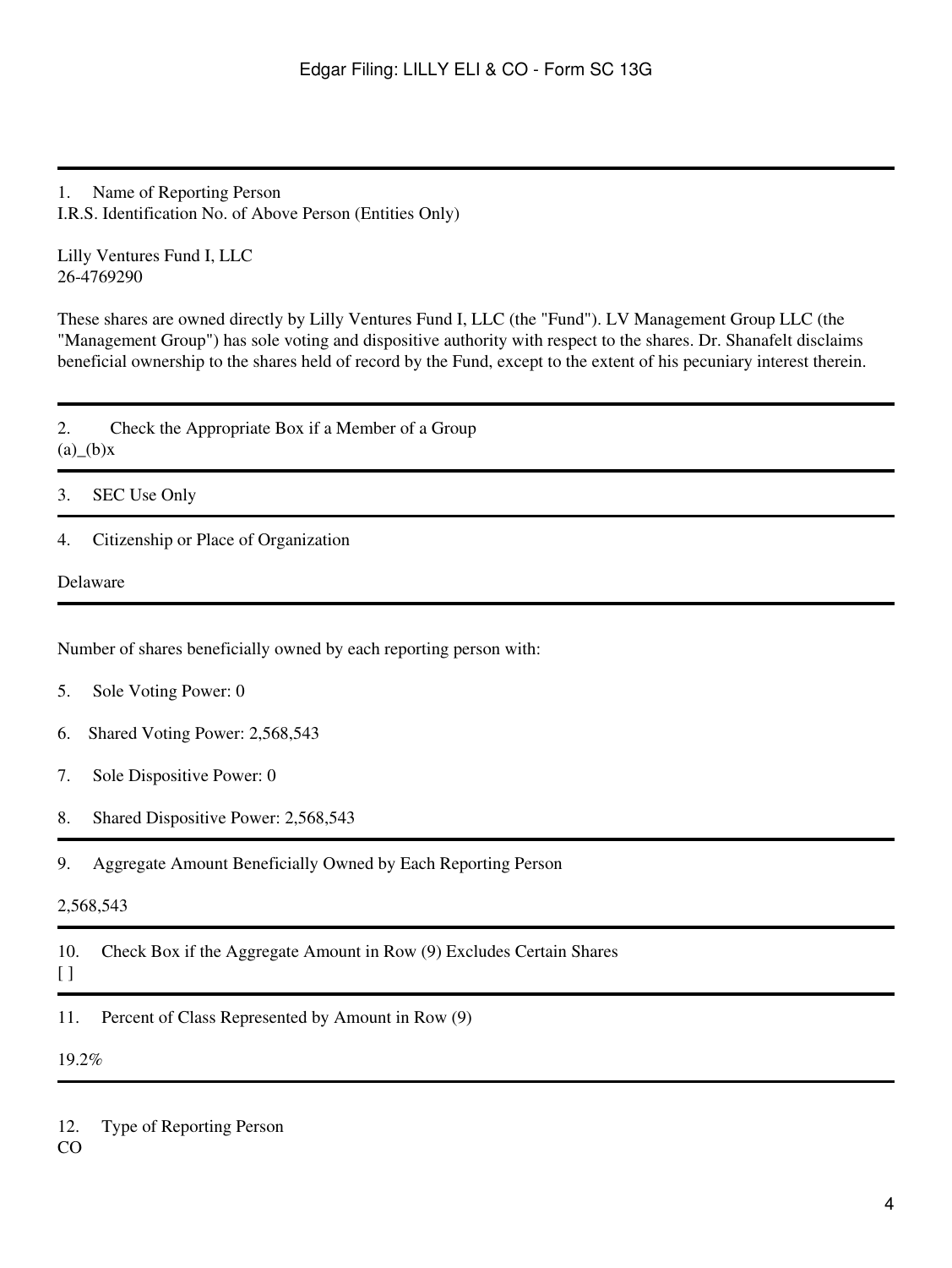1. Name of Reporting Person
I.R.S. Identification No. of Above Person (Entities Only)

Lilly Ventures Fund I, LLC
26-4769290

These shares are owned directly by Lilly Ventures Fund I, LLC (the "Fund"). LV Management Group LLC (the "Management Group") has sole voting and dispositive authority with respect to the shares. Dr. Shanafelt disclaims beneficial ownership to the shares held of record by the Fund, except to the extent of his pecuniary interest therein.

---

2. Check the Appropriate Box if a Member of a Group
(a)_(b)x

---

3. SEC Use Only

---

4. Citizenship or Place of Organization

Delaware

---

Number of shares beneficially owned by each reporting person with:

5. Sole Voting Power: 0

6. Shared Voting Power: 2,568,543

7. Sole Dispositive Power: 0

8. Shared Dispositive Power: 2,568,543

---

9. Aggregate Amount Beneficially Owned by Each Reporting Person

2,568,543

---

10. Check Box if the Aggregate Amount in Row (9) Excludes Certain Shares
[ ]

---

11. Percent of Class Represented by Amount in Row (9)

19.2%

---

12. Type of Reporting Person
CO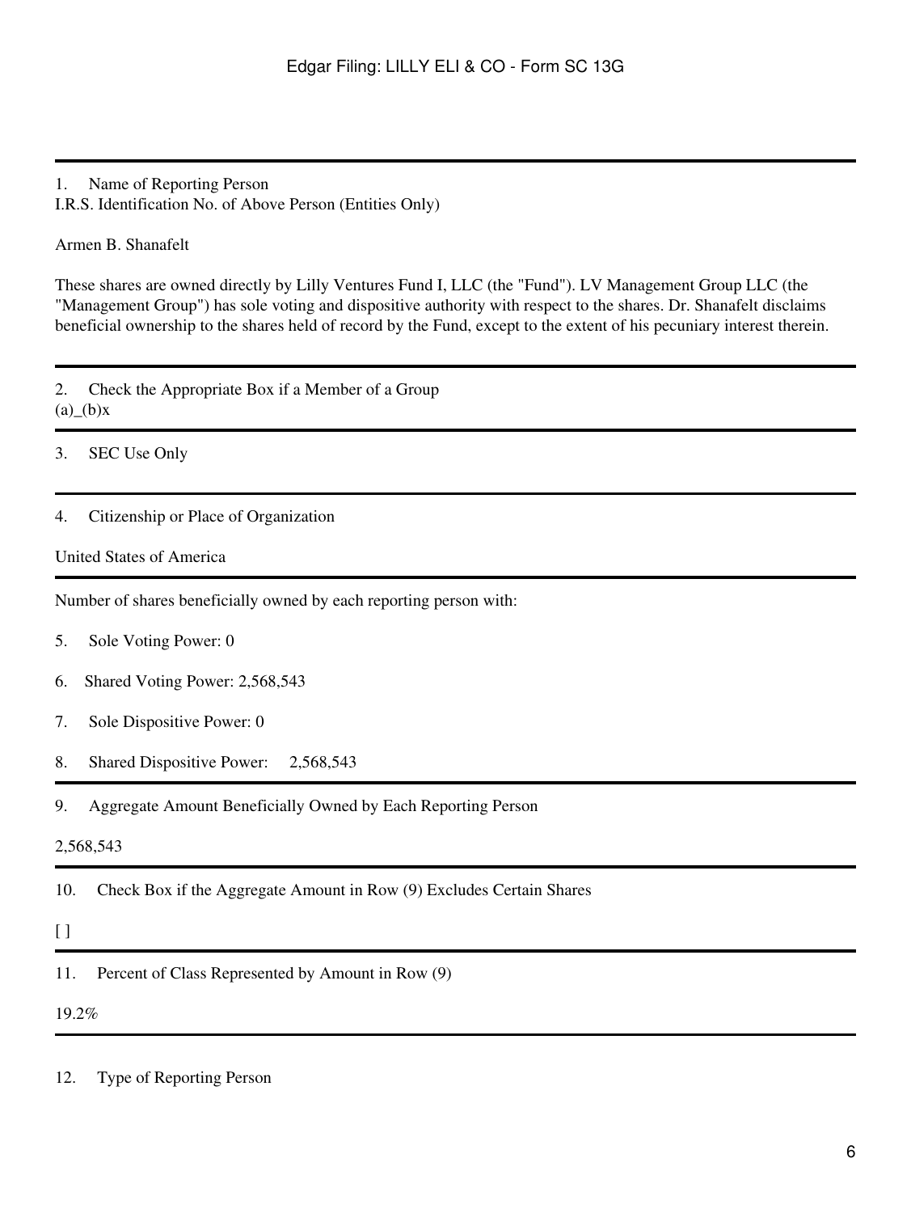1. Name of Reporting Person
I.R.S. Identification No. of Above Person (Entities Only)

Armen B. Shanafelt

These shares are owned directly by Lilly Ventures Fund I, LLC (the "Fund"). LV Management Group LLC (the "Management Group") has sole voting and dispositive authority with respect to the shares. Dr. Shanafelt disclaims beneficial ownership to the shares held of record by the Fund, except to the extent of his pecuniary interest therein.

2. Check the Appropriate Box if a Member of a Group
(a)_(b)x

3. SEC Use Only

4. Citizenship or Place of Organization

United States of America

Number of shares beneficially owned by each reporting person with:

5. Sole Voting Power: 0

6. Shared Voting Power: 2,568,543

7. Sole Dispositive Power: 0

8. Shared Dispositive Power: 2,568,543

9. Aggregate Amount Beneficially Owned by Each Reporting Person

2,568,543

10. Check Box if the Aggregate Amount in Row (9) Excludes Certain Shares

[ ]

11. Percent of Class Represented by Amount in Row (9)

19.2%

12. Type of Reporting Person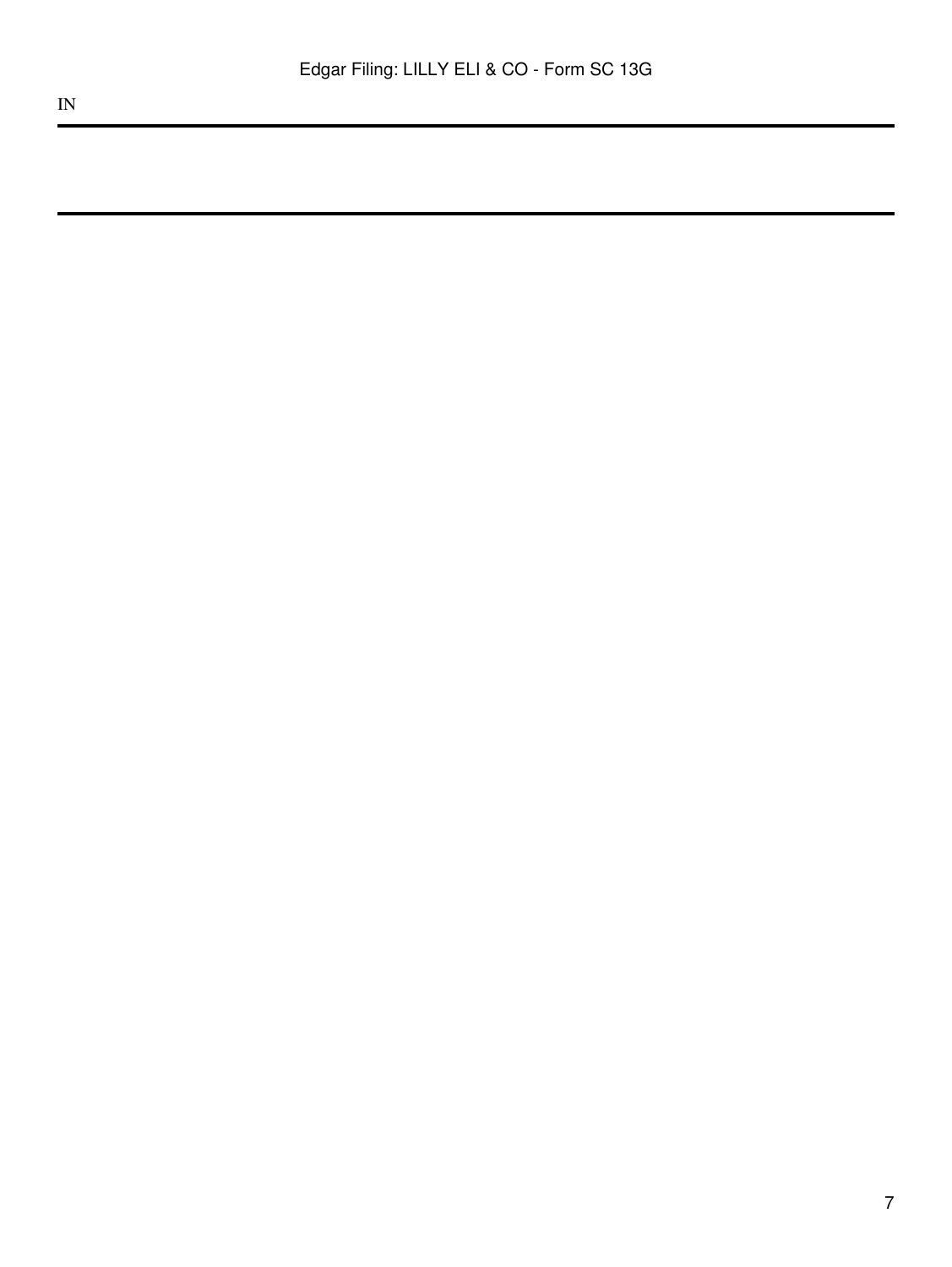IN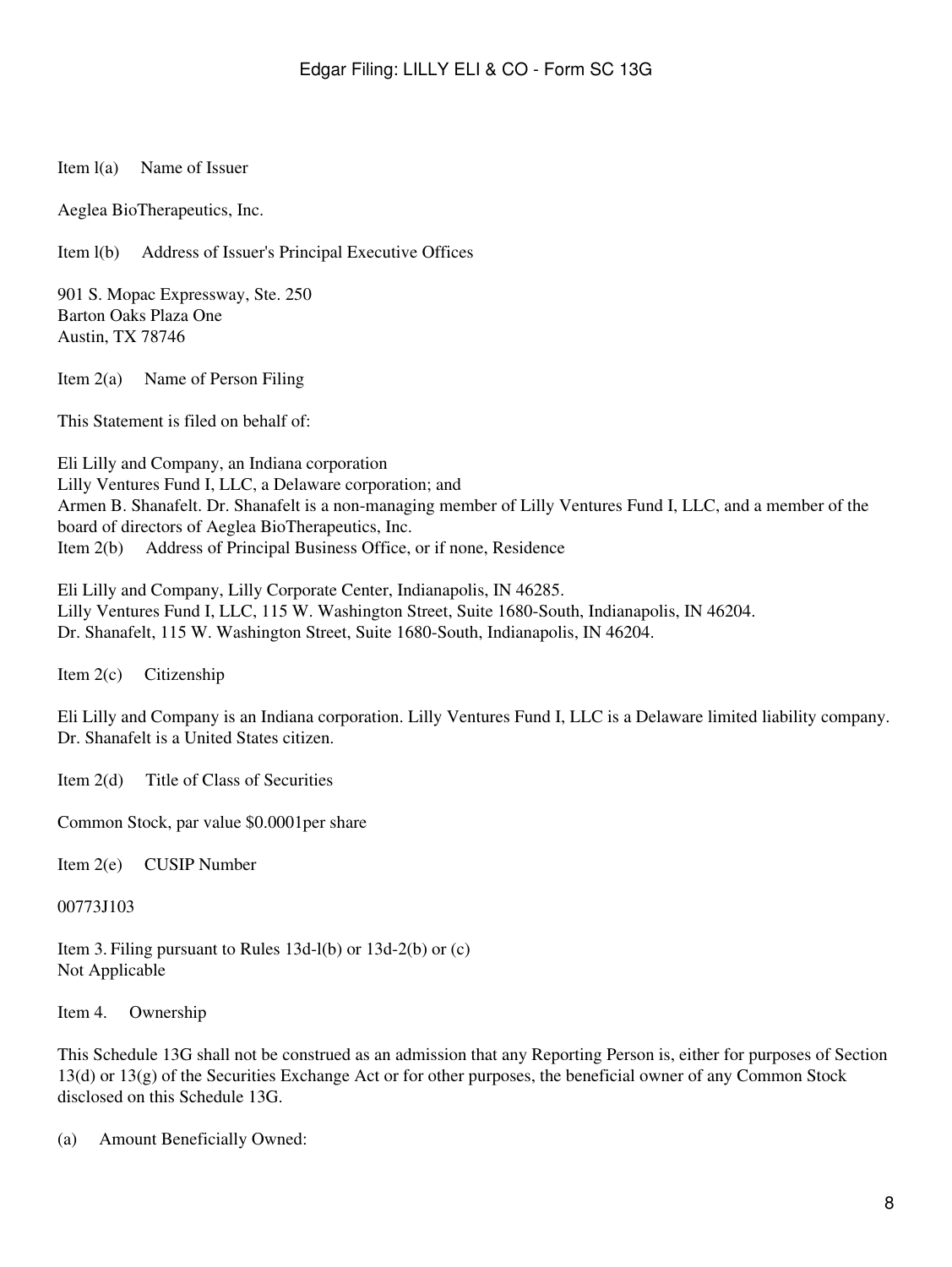Item l(a) Name of Issuer

Aeglea BioTherapeutics, Inc.

Item l(b) Address of Issuer's Principal Executive Offices

901 S. Mopac Expressway, Ste. 250
Barton Oaks Plaza One
Austin, TX 78746

Item 2(a) Name of Person Filing

This Statement is filed on behalf of:

Eli Lilly and Company, an Indiana corporation
Lilly Ventures Fund I, LLC, a Delaware corporation; and
Armen B. Shanafelt. Dr. Shanafelt is a non-managing member of Lilly Ventures Fund I, LLC, and a member of the board of directors of Aeglea BioTherapeutics, Inc.

Item 2(b) Address of Principal Business Office, or if none, Residence

Eli Lilly and Company, Lilly Corporate Center, Indianapolis, IN 46285.
Lilly Ventures Fund I, LLC, 115 W. Washington Street, Suite 1680-South, Indianapolis, IN 46204.
Dr. Shanafelt, 115 W. Washington Street, Suite 1680-South, Indianapolis, IN 46204.

Item 2(c) Citizenship

Eli Lilly and Company is an Indiana corporation. Lilly Ventures Fund I, LLC is a Delaware limited liability company. Dr. Shanafelt is a United States citizen.

Item 2(d) Title of Class of Securities

Common Stock, par value $0.0001per share

Item 2(e) CUSIP Number

00773J103

Item 3. Filing pursuant to Rules 13d-l(b) or 13d-2(b) or (c)
Not Applicable

Item 4. Ownership

This Schedule 13G shall not be construed as an admission that any Reporting Person is, either for purposes of Section 13(d) or 13(g) of the Securities Exchange Act or for other purposes, the beneficial owner of any Common Stock disclosed on this Schedule 13G.

(a) Amount Beneficially Owned: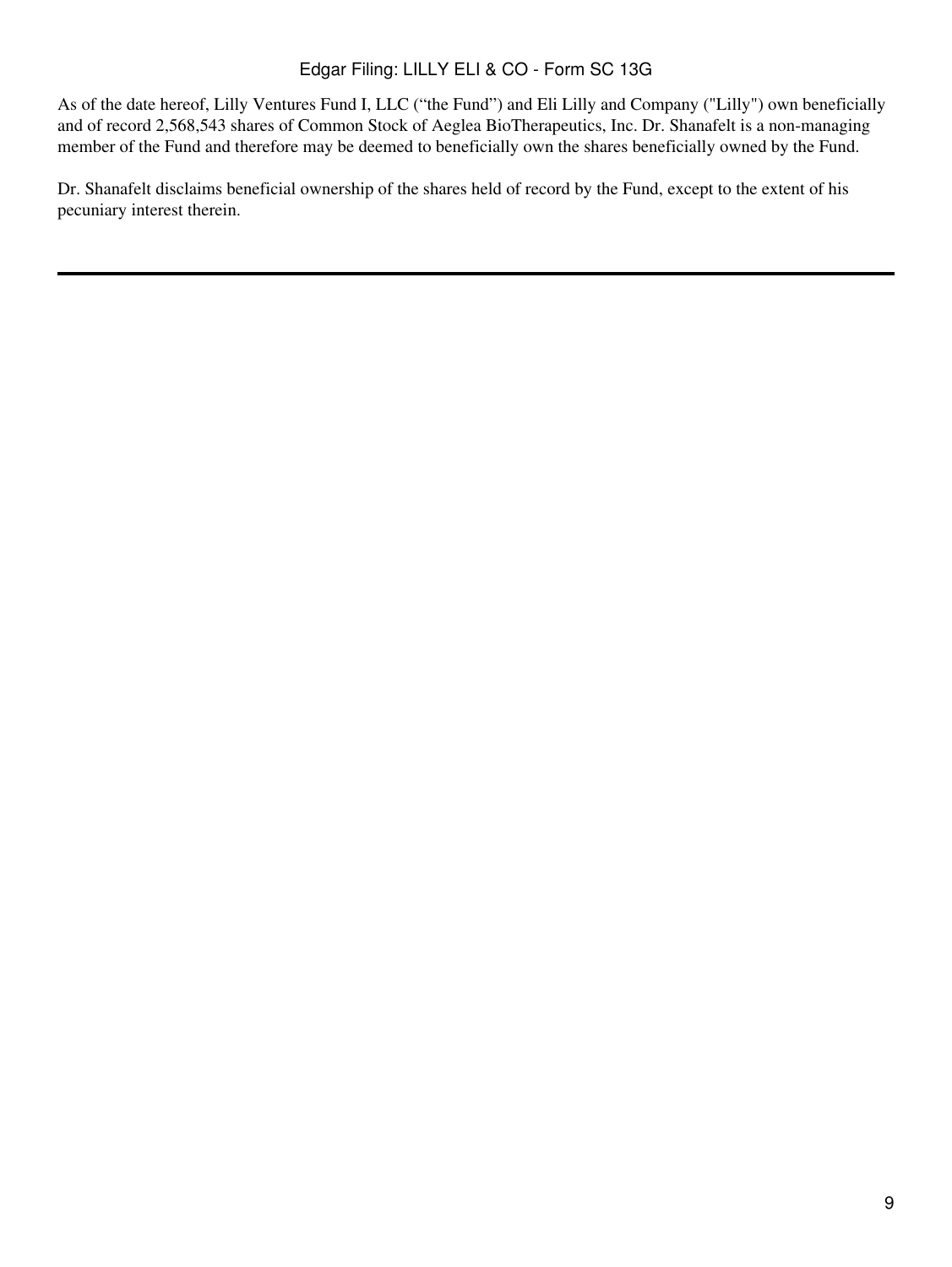As of the date hereof, Lilly Ventures Fund I, LLC (“the Fund”) and Eli Lilly and Company ("Lilly") own beneficially and of record 2,568,543 shares of Common Stock of Aeglea BioTherapeutics, Inc. Dr. Shanafelt is a non-managing member of the Fund and therefore may be deemed to beneficially own the shares beneficially owned by the Fund.

Dr. Shanafelt disclaims beneficial ownership of the shares held of record by the Fund, except to the extent of his pecuniary interest therein.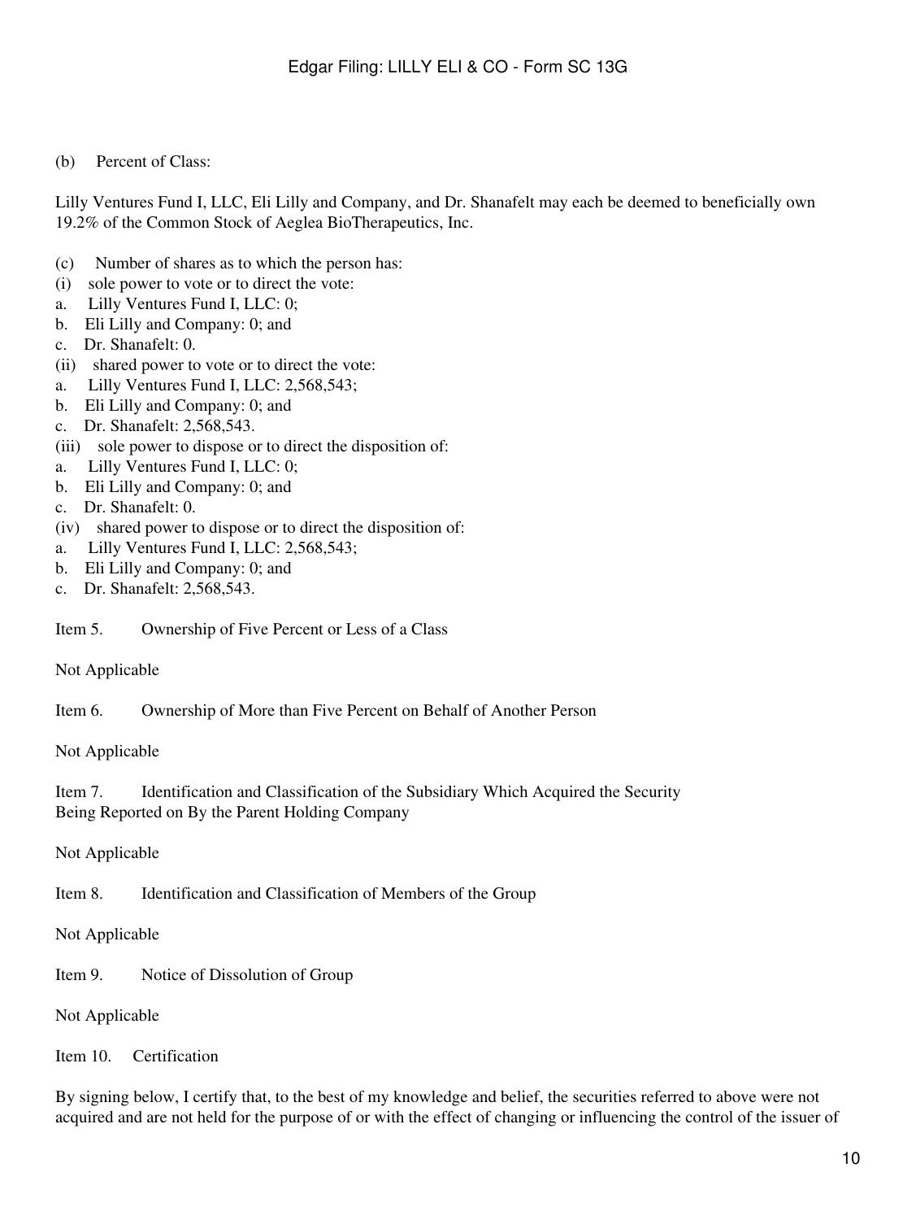(b) Percent of Class:

Lilly Ventures Fund I, LLC, Eli Lilly and Company, and Dr. Shanafelt may each be deemed to beneficially own 19.2% of the Common Stock of Aeglea BioTherapeutics, Inc.

(c) Number of shares as to which the person has:
(i) sole power to vote or to direct the vote:
a. Lilly Ventures Fund I, LLC: 0;
b. Eli Lilly and Company: 0; and
c. Dr. Shanafelt: 0.
(ii) shared power to vote or to direct the vote:
a. Lilly Ventures Fund I, LLC: 2,568,543;
b. Eli Lilly and Company: 0; and
c. Dr. Shanafelt: 2,568,543.
(iii) sole power to dispose or to direct the disposition of:
a. Lilly Ventures Fund I, LLC: 0;
b. Eli Lilly and Company: 0; and
c. Dr. Shanafelt: 0.
(iv) shared power to dispose or to direct the disposition of:
a. Lilly Ventures Fund I, LLC: 2,568,543;
b. Eli Lilly and Company: 0; and
c. Dr. Shanafelt: 2,568,543.

Item 5. Ownership of Five Percent or Less of a Class

Not Applicable

Item 6. Ownership of More than Five Percent on Behalf of Another Person

Not Applicable

Item 7. Identification and Classification of the Subsidiary Which Acquired the Security Being Reported on By the Parent Holding Company

Not Applicable

Item 8. Identification and Classification of Members of the Group

Not Applicable

Item 9. Notice of Dissolution of Group

Not Applicable

Item 10. Certification

By signing below, I certify that, to the best of my knowledge and belief, the securities referred to above were not acquired and are not held for the purpose of or with the effect of changing or influencing the control of the issuer of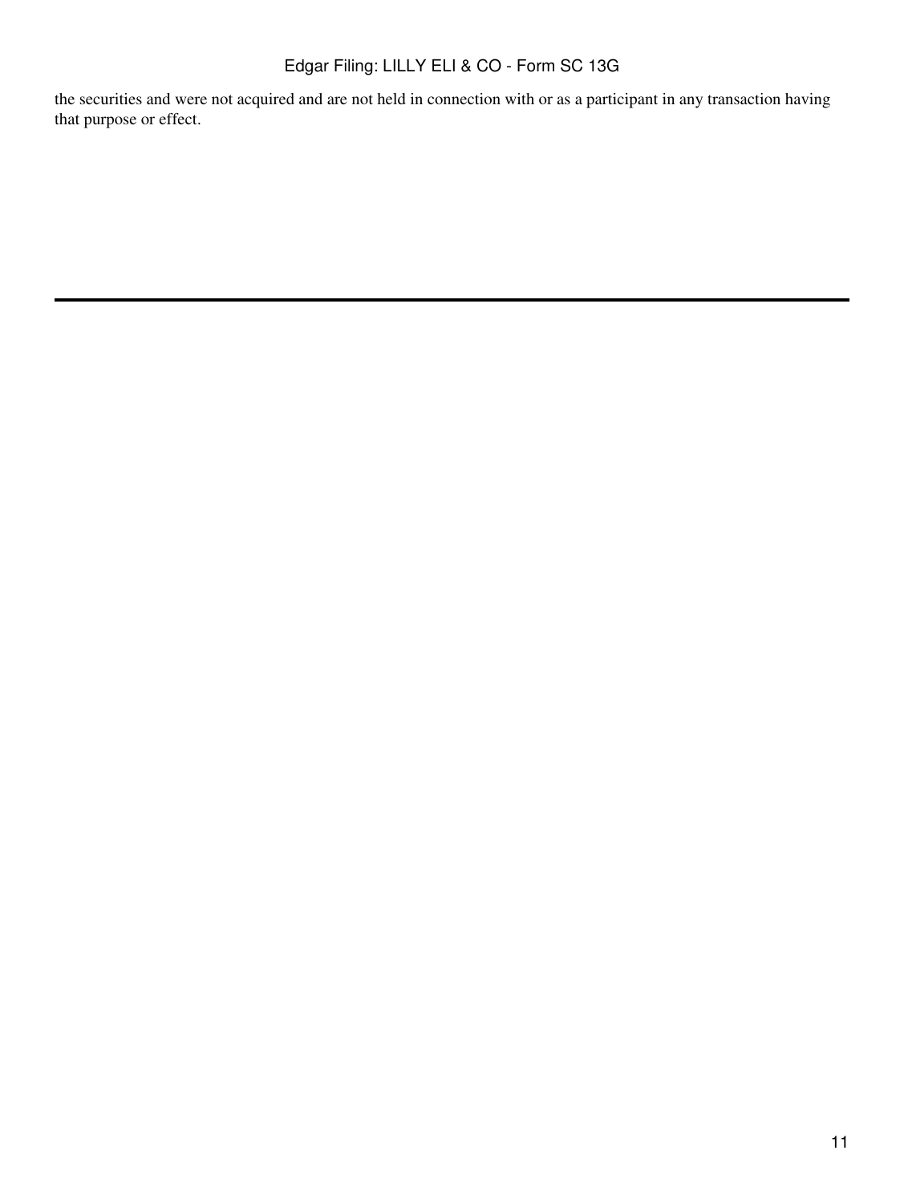the securities and were not acquired and are not held in connection with or as a participant in any transaction having that purpose or effect.

---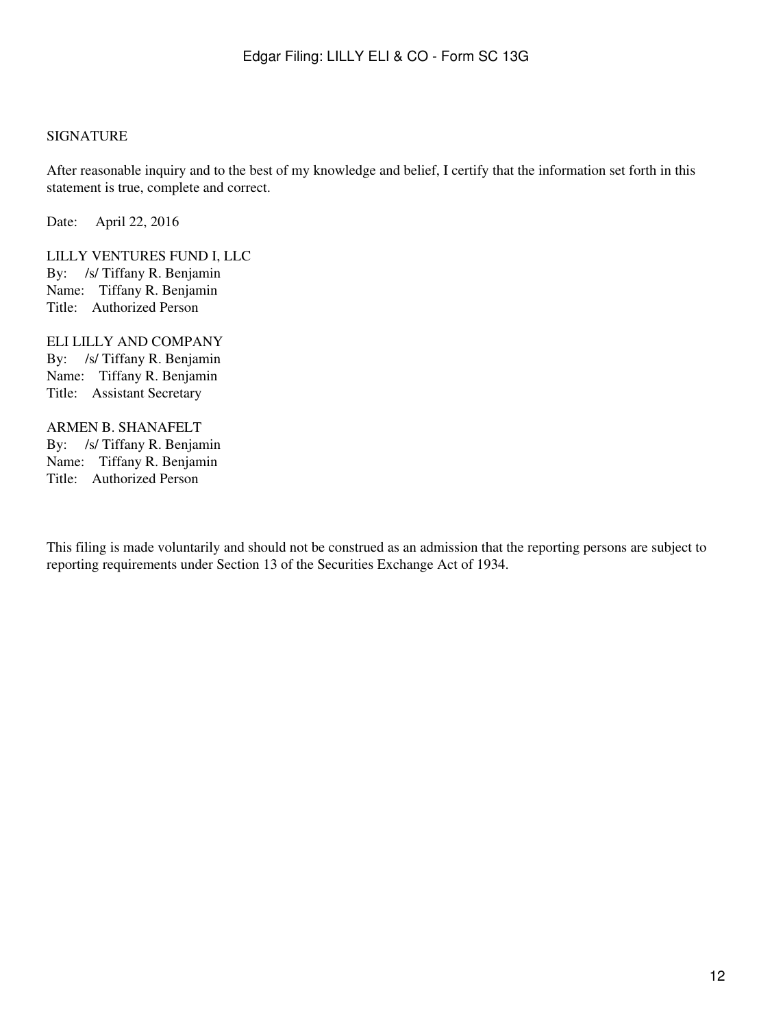SIGNATURE

After reasonable inquiry and to the best of my knowledge and belief, I certify that the information set forth in this statement is true, complete and correct.

Date: April 22, 2016

LILLY VENTURES FUND I, LLC
By: /s/ Tiffany R. Benjamin
Name: Tiffany R. Benjamin
Title: Authorized Person

ELI LILLY AND COMPANY
By: /s/ Tiffany R. Benjamin
Name: Tiffany R. Benjamin
Title: Assistant Secretary

ARMEN B. SHANAFELT
By: /s/ Tiffany R. Benjamin
Name: Tiffany R. Benjamin
Title: Authorized Person

This filing is made voluntarily and should not be construed as an admission that the reporting persons are subject to reporting requirements under Section 13 of the Securities Exchange Act of 1934.